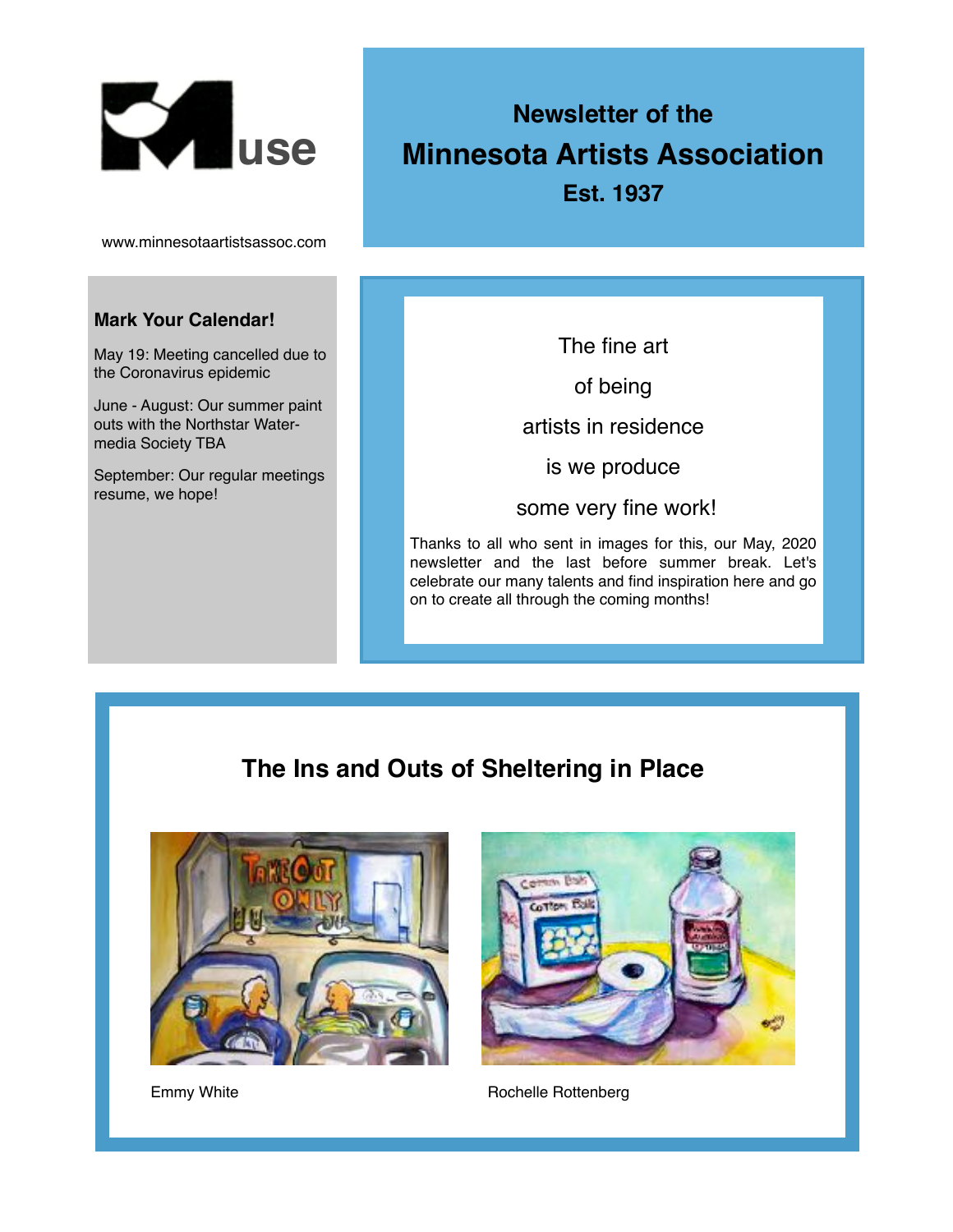# Muse

## Newsletter of the Minnesota Artists Association

**Est. 1937**

www.minnesotaartistsassoc.com

### Mark Your Calendar!

May 19: Meeting cancelled due to the Coronavirus epidemic

June - August: Our summer paint outs with the Northstar Water-media Society TBA

September: Our regular meetings resume, we hope!

The fine art

of being

artists in residence

is we produce

some very fine work!

Thanks to all who sent in images for this, our May, 2020 newsletter and the last before summer break. Let's celebrate our many talents and find inspiration here and go on to create all through the coming months!

## The Ins and Outs of Sheltering in Place

Emmy White

Rochelle Rottenberg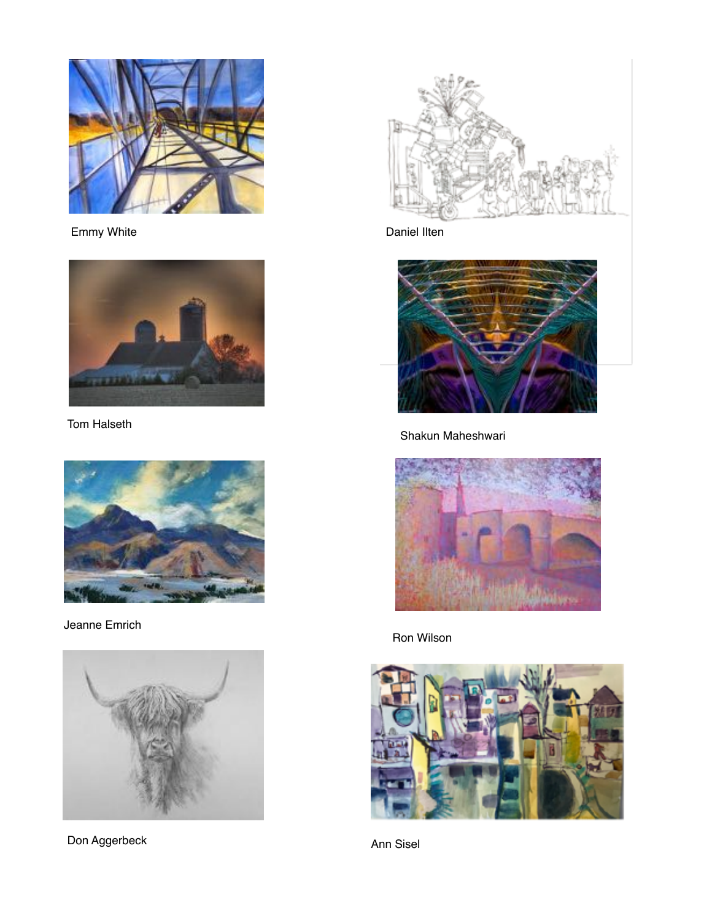Emmy White

Daniel Ilten

Tom Halseth

Shakun Maheshwari

Jeanne Emrich

Ron Wilson

Don Aggerbeck

Ann Sisel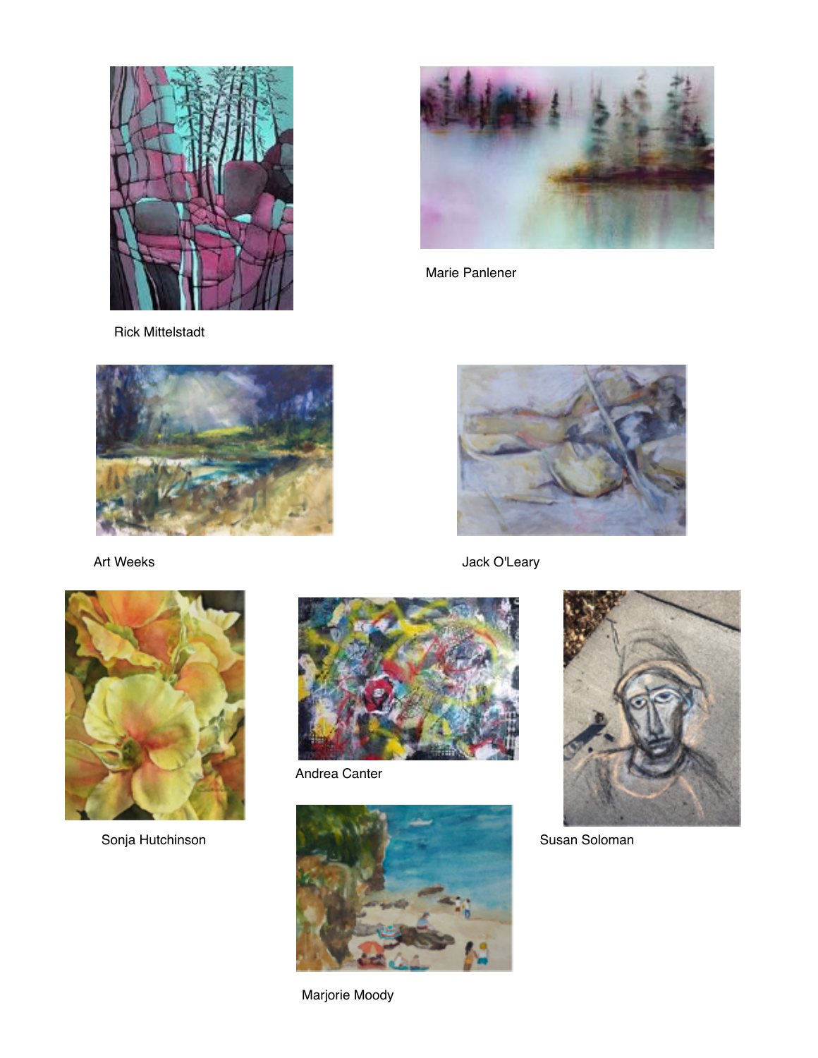Rick Mittelstadt

Marie Panlener

Art Weeks

Jack O'Leary

Sonja Hutchinson

Andrea Canter

Susan Soloman

Marjorie Moody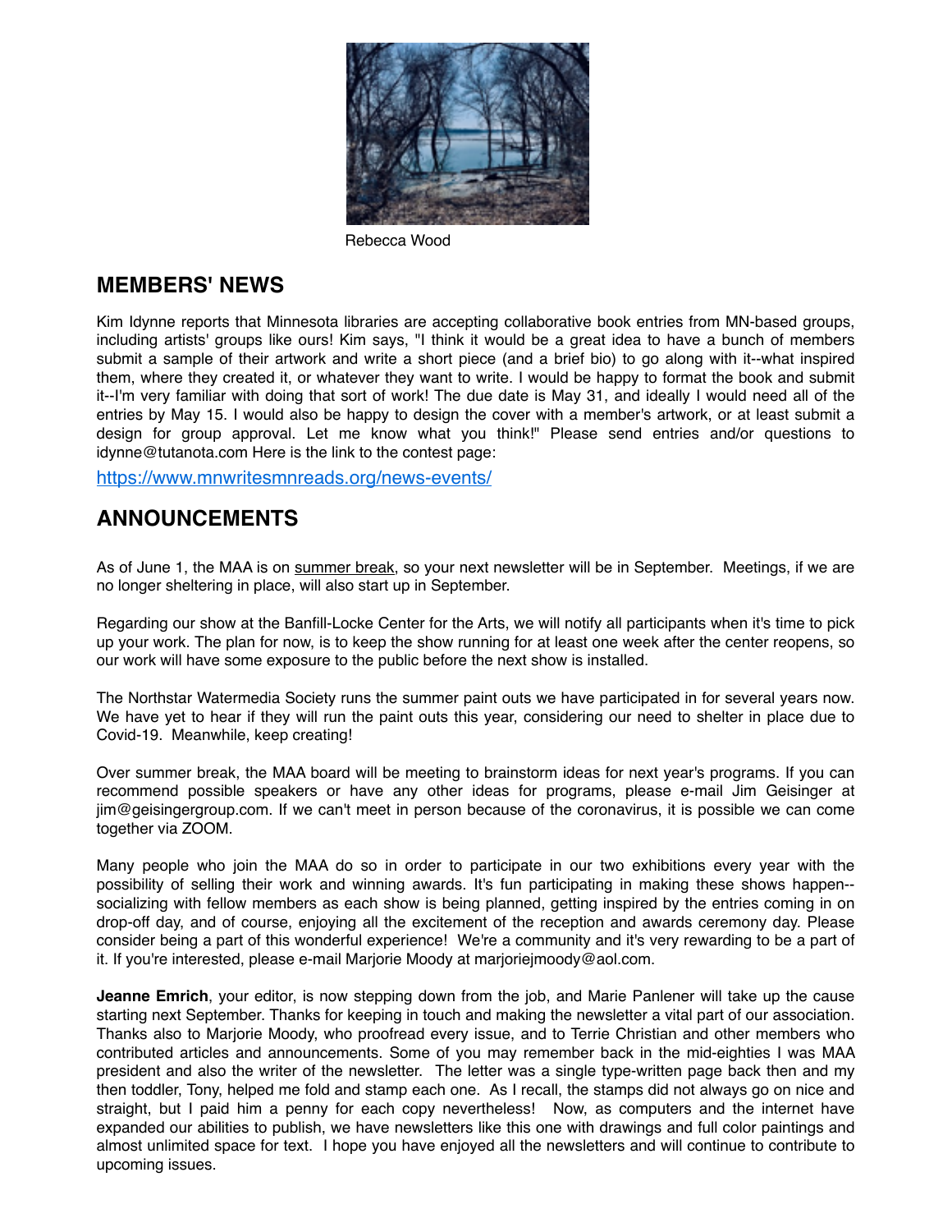Rebecca Wood

## MEMBERS' NEWS

Kim Idynne reports that Minnesota libraries are accepting collaborative book entries from MN-based groups, including artists' groups like ours! Kim says, "I think it would be a great idea to have a bunch of members submit a sample of their artwork and write a short piece (and a brief bio) to go along with it--what inspired them, where they created it, or whatever they want to write. I would be happy to format the book and submit it--I'm very familiar with doing that sort of work! The due date is May 31, and ideally I would need all of the entries by May 15. I would also be happy to design the cover with a member's artwork, or at least submit a design for group approval. Let me know what you think!" Please send entries and/or questions to idynne@tutanota.com Here is the link to the contest page:

https://www.mnwritesmnreads.org/news-events/

## ANNOUNCEMENTS

As of June 1, the MAA is on summer break, so your next newsletter will be in September. Meetings, if we are no longer sheltering in place, will also start up in September.

Regarding our show at the Banfill-Locke Center for the Arts, we will notify all participants when it's time to pick up your work. The plan for now, is to keep the show running for at least one week after the center reopens, so our work will have some exposure to the public before the next show is installed.

The Northstar Watermedia Society runs the summer paint outs we have participated in for several years now. We have yet to hear if they will run the paint outs this year, considering our need to shelter in place due to Covid-19. Meanwhile, keep creating!

Over summer break, the MAA board will be meeting to brainstorm ideas for next year's programs. If you can recommend possible speakers or have any other ideas for programs, please e-mail Jim Geisinger at jim@geisingergroup.com. If we can't meet in person because of the coronavirus, it is possible we can come together via ZOOM.

Many people who join the MAA do so in order to participate in our two exhibitions every year with the possibility of selling their work and winning awards. It's fun participating in making these shows happen--socializing with fellow members as each show is being planned, getting inspired by the entries coming in on drop-off day, and of course, enjoying all the excitement of the reception and awards ceremony day. Please consider being a part of this wonderful experience! We're a community and it's very rewarding to be a part of it. If you're interested, please e-mail Marjorie Moody at marjoriejmoody@aol.com.

**Jeanne Emrich**, your editor, is now stepping down from the job, and Marie Panlener will take up the cause starting next September. Thanks for keeping in touch and making the newsletter a vital part of our association. Thanks also to Marjorie Moody, who proofread every issue, and to Terrie Christian and other members who contributed articles and announcements. Some of you may remember back in the mid-eighties I was MAA president and also the writer of the newsletter. The letter was a single type-written page back then and my then toddler, Tony, helped me fold and stamp each one. As I recall, the stamps did not always go on nice and straight, but I paid him a penny for each copy nevertheless! Now, as computers and the internet have expanded our abilities to publish, we have newsletters like this one with drawings and full color paintings and almost unlimited space for text. I hope you have enjoyed all the newsletters and will continue to contribute to upcoming issues.